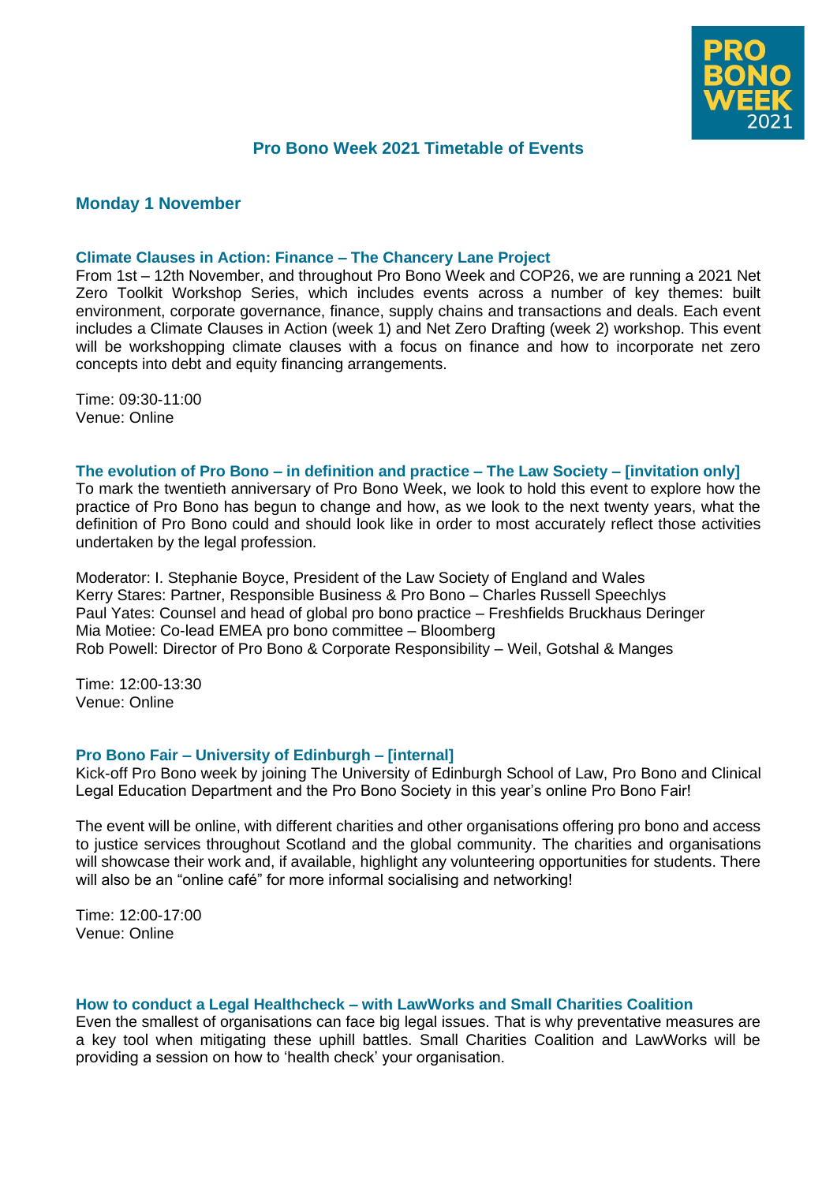# Pro Bono Week 2021 Timetable of Events

## Monday 1 November

### Climate Clauses in Action: Finance – The Chancery Lane Project

From 1st – 12th November, and throughout Pro Bono Week and COP26, we are running a 2021 Net Zero Toolkit Workshop Series, which includes events across a number of key themes: built environment, corporate governance, finance, supply chains and transactions and deals. Each event includes a Climate Clauses in Action (week 1) and Net Zero Drafting (week 2) workshop. This event will be workshopping climate clauses with a focus on finance and how to incorporate net zero concepts into debt and equity financing arrangements.

Time: 09:30-11:00
Venue: Online

### The evolution of Pro Bono – in definition and practice – The Law Society – [invitation only]

To mark the twentieth anniversary of Pro Bono Week, we look to hold this event to explore how the practice of Pro Bono has begun to change and how, as we look to the next twenty years, what the definition of Pro Bono could and should look like in order to most accurately reflect those activities undertaken by the legal profession.

Moderator: I. Stephanie Boyce, President of the Law Society of England and Wales
Kerry Stares: Partner, Responsible Business & Pro Bono – Charles Russell Speechlys
Paul Yates: Counsel and head of global pro bono practice – Freshfields Bruckhaus Deringer
Mia Motiee: Co-lead EMEA pro bono committee – Bloomberg
Rob Powell: Director of Pro Bono & Corporate Responsibility – Weil, Gotshal & Manges

Time: 12:00-13:30
Venue: Online

### Pro Bono Fair – University of Edinburgh – [internal]

Kick-off Pro Bono week by joining The University of Edinburgh School of Law, Pro Bono and Clinical Legal Education Department and the Pro Bono Society in this year's online Pro Bono Fair!

The event will be online, with different charities and other organisations offering pro bono and access to justice services throughout Scotland and the global community. The charities and organisations will showcase their work and, if available, highlight any volunteering opportunities for students. There will also be an "online café" for more informal socialising and networking!

Time: 12:00-17:00
Venue: Online

### How to conduct a Legal Healthcheck – with LawWorks and Small Charities Coalition

Even the smallest of organisations can face big legal issues. That is why preventative measures are a key tool when mitigating these uphill battles. Small Charities Coalition and LawWorks will be providing a session on how to 'health check' your organisation.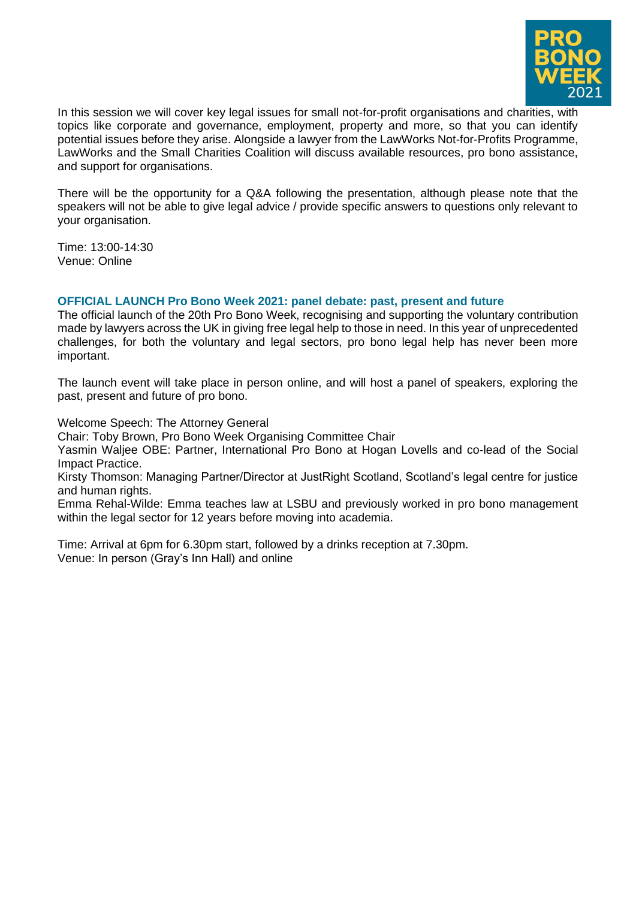In this session we will cover key legal issues for small not-for-profit organisations and charities, with topics like corporate and governance, employment, property and more, so that you can identify potential issues before they arise. Alongside a lawyer from the LawWorks Not-for-Profits Programme, LawWorks and the Small Charities Coalition will discuss available resources, pro bono assistance, and support for organisations.

There will be the opportunity for a Q&A following the presentation, although please note that the speakers will not be able to give legal advice / provide specific answers to questions only relevant to your organisation.

Time: 13:00-14:30
Venue: Online

### OFFICIAL LAUNCH Pro Bono Week 2021: panel debate: past, present and future

The official launch of the 20th Pro Bono Week, recognising and supporting the voluntary contribution made by lawyers across the UK in giving free legal help to those in need. In this year of unprecedented challenges, for both the voluntary and legal sectors, pro bono legal help has never been more important.

The launch event will take place in person online, and will host a panel of speakers, exploring the past, present and future of pro bono.

Welcome Speech: The Attorney General
Chair: Toby Brown, Pro Bono Week Organising Committee Chair
Yasmin Waljee OBE: Partner, International Pro Bono at Hogan Lovells and co-lead of the Social Impact Practice.
Kirsty Thomson: Managing Partner/Director at JustRight Scotland, Scotland's legal centre for justice and human rights.
Emma Rehal-Wilde: Emma teaches law at LSBU and previously worked in pro bono management within the legal sector for 12 years before moving into academia.

Time: Arrival at 6pm for 6.30pm start, followed by a drinks reception at 7.30pm.
Venue: In person (Gray's Inn Hall) and online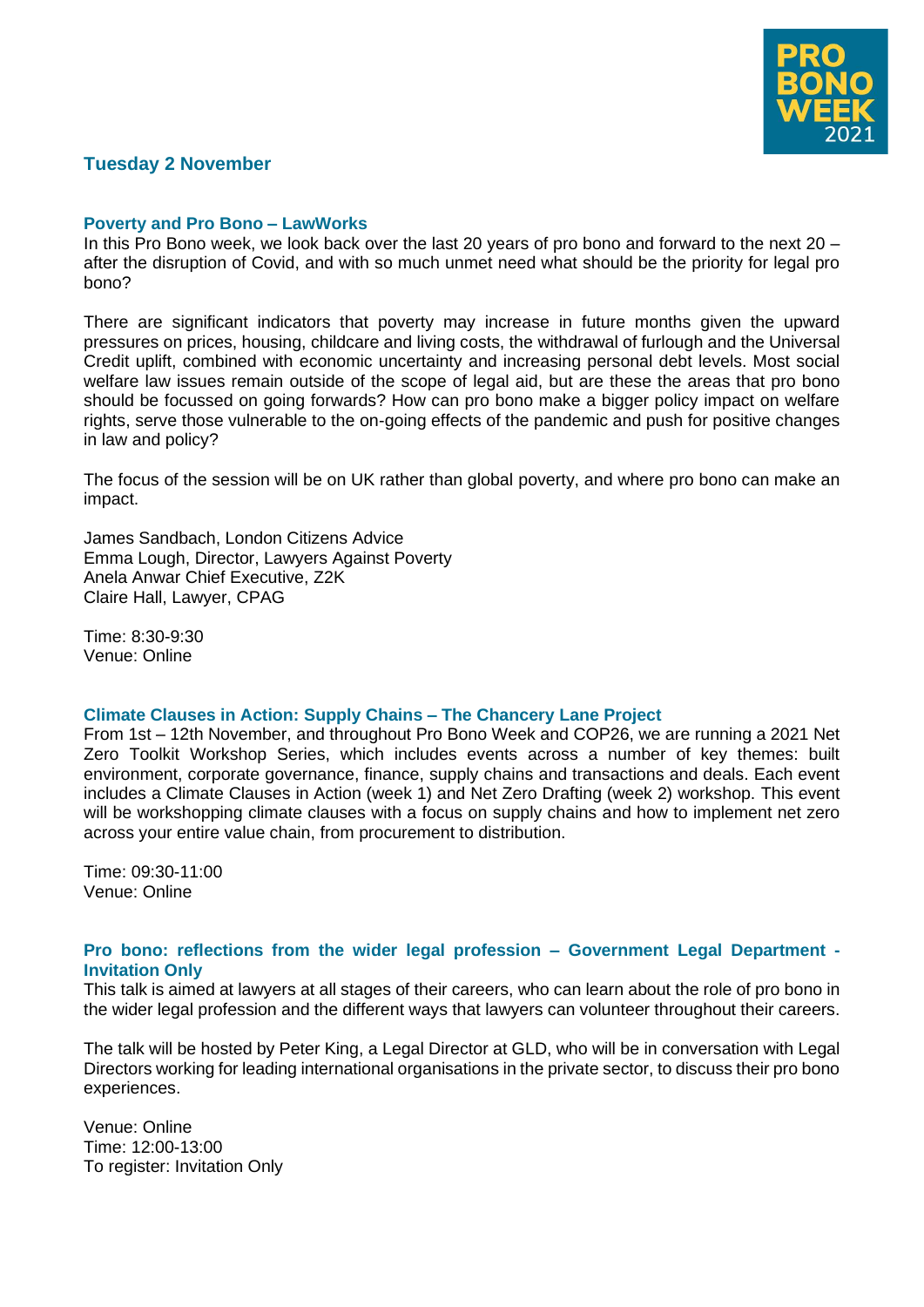## Tuesday 2 November

### Poverty and Pro Bono – LawWorks

In this Pro Bono week, we look back over the last 20 years of pro bono and forward to the next 20 – after the disruption of Covid, and with so much unmet need what should be the priority for legal pro bono?

There are significant indicators that poverty may increase in future months given the upward pressures on prices, housing, childcare and living costs, the withdrawal of furlough and the Universal Credit uplift, combined with economic uncertainty and increasing personal debt levels. Most social welfare law issues remain outside of the scope of legal aid, but are these the areas that pro bono should be focussed on going forwards? How can pro bono make a bigger policy impact on welfare rights, serve those vulnerable to the on-going effects of the pandemic and push for positive changes in law and policy?

The focus of the session will be on UK rather than global poverty, and where pro bono can make an impact.

James Sandbach, London Citizens Advice
Emma Lough, Director, Lawyers Against Poverty
Anela Anwar Chief Executive, Z2K
Claire Hall, Lawyer, CPAG

Time: 8:30-9:30
Venue: Online

### Climate Clauses in Action: Supply Chains – The Chancery Lane Project

From 1st – 12th November, and throughout Pro Bono Week and COP26, we are running a 2021 Net Zero Toolkit Workshop Series, which includes events across a number of key themes: built environment, corporate governance, finance, supply chains and transactions and deals. Each event includes a Climate Clauses in Action (week 1) and Net Zero Drafting (week 2) workshop. This event will be workshopping climate clauses with a focus on supply chains and how to implement net zero across your entire value chain, from procurement to distribution.

Time: 09:30-11:00
Venue: Online

### Pro bono: reflections from the wider legal profession – Government Legal Department - Invitation Only

This talk is aimed at lawyers at all stages of their careers, who can learn about the role of pro bono in the wider legal profession and the different ways that lawyers can volunteer throughout their careers.

The talk will be hosted by Peter King, a Legal Director at GLD, who will be in conversation with Legal Directors working for leading international organisations in the private sector, to discuss their pro bono experiences.

Venue: Online
Time: 12:00-13:00
To register: Invitation Only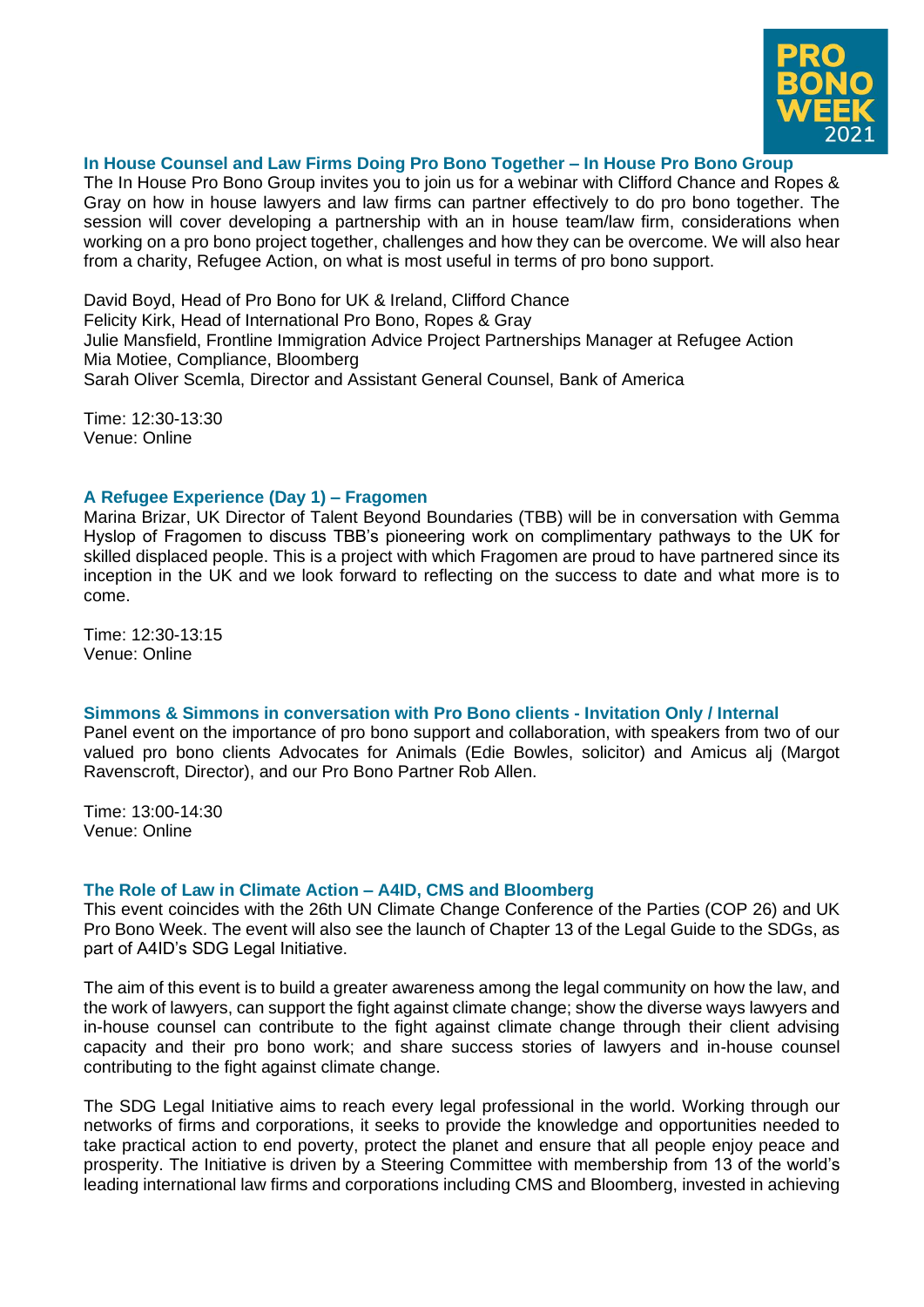### In House Counsel and Law Firms Doing Pro Bono Together – In House Pro Bono Group

The In House Pro Bono Group invites you to join us for a webinar with Clifford Chance and Ropes & Gray on how in house lawyers and law firms can partner effectively to do pro bono together. The session will cover developing a partnership with an in house team/law firm, considerations when working on a pro bono project together, challenges and how they can be overcome. We will also hear from a charity, Refugee Action, on what is most useful in terms of pro bono support.

David Boyd, Head of Pro Bono for UK & Ireland, Clifford Chance
Felicity Kirk, Head of International Pro Bono, Ropes & Gray
Julie Mansfield, Frontline Immigration Advice Project Partnerships Manager at Refugee Action
Mia Motiee, Compliance, Bloomberg
Sarah Oliver Scemla, Director and Assistant General Counsel, Bank of America

Time: 12:30-13:30
Venue: Online

### A Refugee Experience (Day 1) – Fragomen

Marina Brizar, UK Director of Talent Beyond Boundaries (TBB) will be in conversation with Gemma Hyslop of Fragomen to discuss TBB's pioneering work on complimentary pathways to the UK for skilled displaced people. This is a project with which Fragomen are proud to have partnered since its inception in the UK and we look forward to reflecting on the success to date and what more is to come.

Time: 12:30-13:15
Venue: Online

### Simmons & Simmons in conversation with Pro Bono clients - Invitation Only / Internal

Panel event on the importance of pro bono support and collaboration, with speakers from two of our valued pro bono clients Advocates for Animals (Edie Bowles, solicitor) and Amicus alj (Margot Ravenscroft, Director), and our Pro Bono Partner Rob Allen.

Time: 13:00-14:30
Venue: Online

### The Role of Law in Climate Action – A4ID, CMS and Bloomberg

This event coincides with the 26th UN Climate Change Conference of the Parties (COP 26) and UK Pro Bono Week. The event will also see the launch of Chapter 13 of the Legal Guide to the SDGs, as part of A4ID's SDG Legal Initiative.

The aim of this event is to build a greater awareness among the legal community on how the law, and the work of lawyers, can support the fight against climate change; show the diverse ways lawyers and in-house counsel can contribute to the fight against climate change through their client advising capacity and their pro bono work; and share success stories of lawyers and in-house counsel contributing to the fight against climate change.

The SDG Legal Initiative aims to reach every legal professional in the world. Working through our networks of firms and corporations, it seeks to provide the knowledge and opportunities needed to take practical action to end poverty, protect the planet and ensure that all people enjoy peace and prosperity. The Initiative is driven by a Steering Committee with membership from 13 of the world's leading international law firms and corporations including CMS and Bloomberg, invested in achieving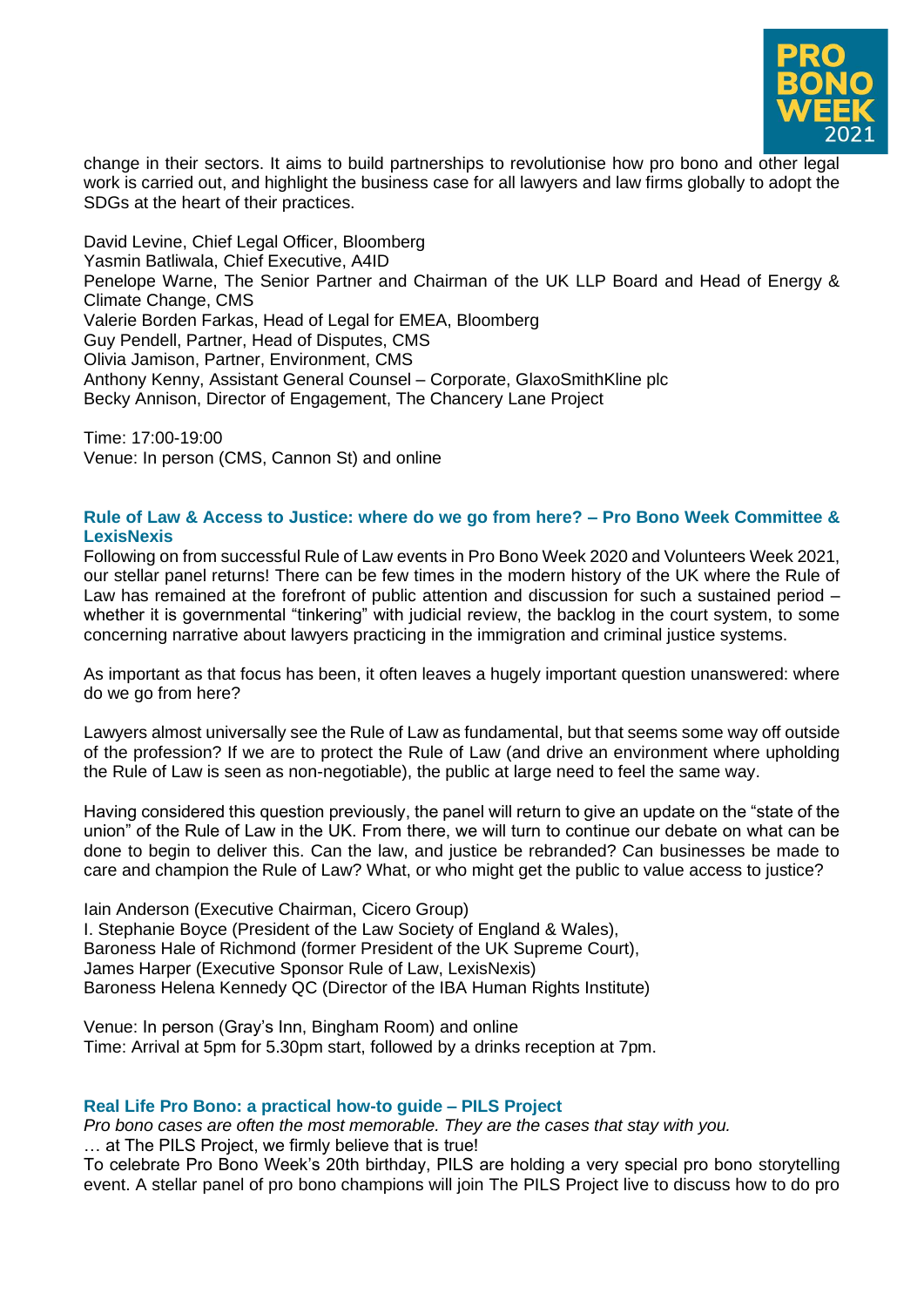change in their sectors. It aims to build partnerships to revolutionise how pro bono and other legal work is carried out, and highlight the business case for all lawyers and law firms globally to adopt the SDGs at the heart of their practices.

David Levine, Chief Legal Officer, Bloomberg
Yasmin Batliwala, Chief Executive, A4ID
Penelope Warne, The Senior Partner and Chairman of the UK LLP Board and Head of Energy & Climate Change, CMS
Valerie Borden Farkas, Head of Legal for EMEA, Bloomberg
Guy Pendell, Partner, Head of Disputes, CMS
Olivia Jamison, Partner, Environment, CMS
Anthony Kenny, Assistant General Counsel – Corporate, GlaxoSmithKline plc
Becky Annison, Director of Engagement, The Chancery Lane Project

Time: 17:00-19:00
Venue: In person (CMS, Cannon St) and online

### Rule of Law & Access to Justice: where do we go from here? – Pro Bono Week Committee & LexisNexis

Following on from successful Rule of Law events in Pro Bono Week 2020 and Volunteers Week 2021, our stellar panel returns! There can be few times in the modern history of the UK where the Rule of Law has remained at the forefront of public attention and discussion for such a sustained period – whether it is governmental "tinkering" with judicial review, the backlog in the court system, to some concerning narrative about lawyers practicing in the immigration and criminal justice systems.

As important as that focus has been, it often leaves a hugely important question unanswered: where do we go from here?

Lawyers almost universally see the Rule of Law as fundamental, but that seems some way off outside of the profession? If we are to protect the Rule of Law (and drive an environment where upholding the Rule of Law is seen as non-negotiable), the public at large need to feel the same way.

Having considered this question previously, the panel will return to give an update on the "state of the union" of the Rule of Law in the UK. From there, we will turn to continue our debate on what can be done to begin to deliver this. Can the law, and justice be rebranded? Can businesses be made to care and champion the Rule of Law? What, or who might get the public to value access to justice?

Iain Anderson (Executive Chairman, Cicero Group)
I. Stephanie Boyce (President of the Law Society of England & Wales),
Baroness Hale of Richmond (former President of the UK Supreme Court),
James Harper (Executive Sponsor Rule of Law, LexisNexis)
Baroness Helena Kennedy QC (Director of the IBA Human Rights Institute)

Venue: In person (Gray's Inn, Bingham Room) and online
Time: Arrival at 5pm for 5.30pm start, followed by a drinks reception at 7pm.

### Real Life Pro Bono: a practical how-to guide – PILS Project

*Pro bono cases are often the most memorable. They are the cases that stay with you.*
… at The PILS Project, we firmly believe that is true!
To celebrate Pro Bono Week's 20th birthday, PILS are holding a very special pro bono storytelling event. A stellar panel of pro bono champions will join The PILS Project live to discuss how to do pro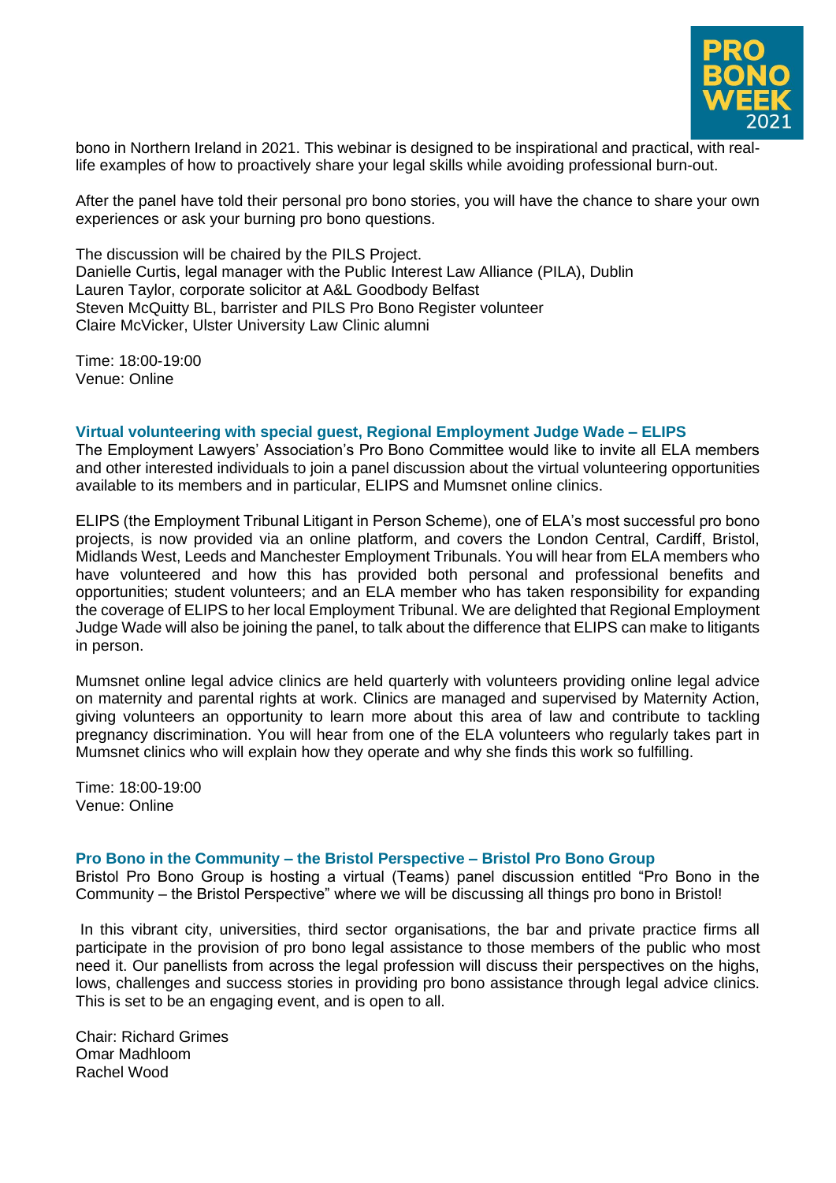bono in Northern Ireland in 2021. This webinar is designed to be inspirational and practical, with real-life examples of how to proactively share your legal skills while avoiding professional burn-out.

After the panel have told their personal pro bono stories, you will have the chance to share your own experiences or ask your burning pro bono questions.

The discussion will be chaired by the PILS Project.
Danielle Curtis, legal manager with the Public Interest Law Alliance (PILA), Dublin
Lauren Taylor, corporate solicitor at A&L Goodbody Belfast
Steven McQuitty BL, barrister and PILS Pro Bono Register volunteer
Claire McVicker, Ulster University Law Clinic alumni

Time: 18:00-19:00
Venue: Online

### Virtual volunteering with special guest, Regional Employment Judge Wade – ELIPS

The Employment Lawyers' Association's Pro Bono Committee would like to invite all ELA members and other interested individuals to join a panel discussion about the virtual volunteering opportunities available to its members and in particular, ELIPS and Mumsnet online clinics.

ELIPS (the Employment Tribunal Litigant in Person Scheme), one of ELA's most successful pro bono projects, is now provided via an online platform, and covers the London Central, Cardiff, Bristol, Midlands West, Leeds and Manchester Employment Tribunals. You will hear from ELA members who have volunteered and how this has provided both personal and professional benefits and opportunities; student volunteers; and an ELA member who has taken responsibility for expanding the coverage of ELIPS to her local Employment Tribunal. We are delighted that Regional Employment Judge Wade will also be joining the panel, to talk about the difference that ELIPS can make to litigants in person.

Mumsnet online legal advice clinics are held quarterly with volunteers providing online legal advice on maternity and parental rights at work. Clinics are managed and supervised by Maternity Action, giving volunteers an opportunity to learn more about this area of law and contribute to tackling pregnancy discrimination. You will hear from one of the ELA volunteers who regularly takes part in Mumsnet clinics who will explain how they operate and why she finds this work so fulfilling.

Time: 18:00-19:00
Venue: Online

### Pro Bono in the Community – the Bristol Perspective – Bristol Pro Bono Group

Bristol Pro Bono Group is hosting a virtual (Teams) panel discussion entitled "Pro Bono in the Community – the Bristol Perspective" where we will be discussing all things pro bono in Bristol!

In this vibrant city, universities, third sector organisations, the bar and private practice firms all participate in the provision of pro bono legal assistance to those members of the public who most need it. Our panellists from across the legal profession will discuss their perspectives on the highs, lows, challenges and success stories in providing pro bono assistance through legal advice clinics. This is set to be an engaging event, and is open to all.

Chair: Richard Grimes
Omar Madhloom
Rachel Wood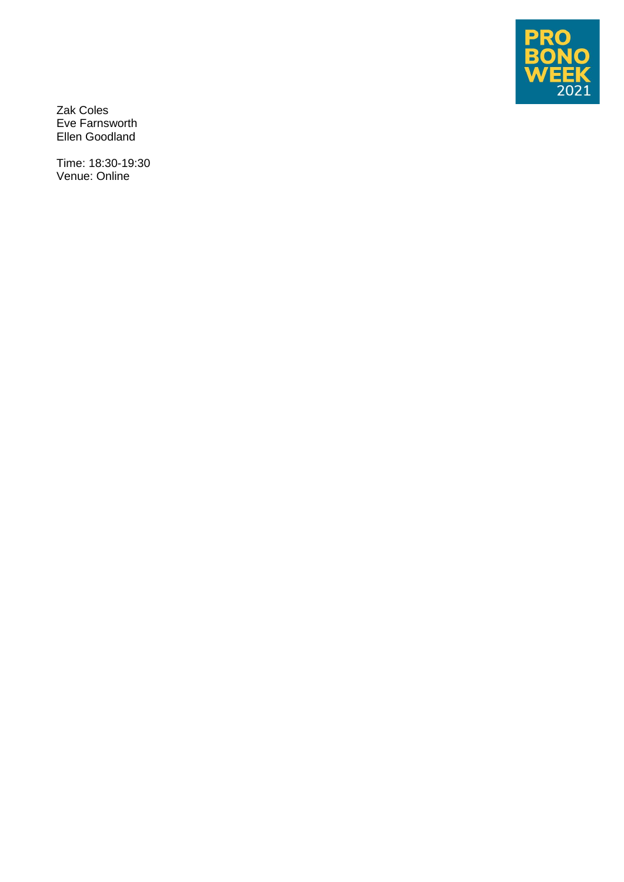Zak Coles
Eve Farnsworth
Ellen Goodland

Time: 18:30-19:30
Venue: Online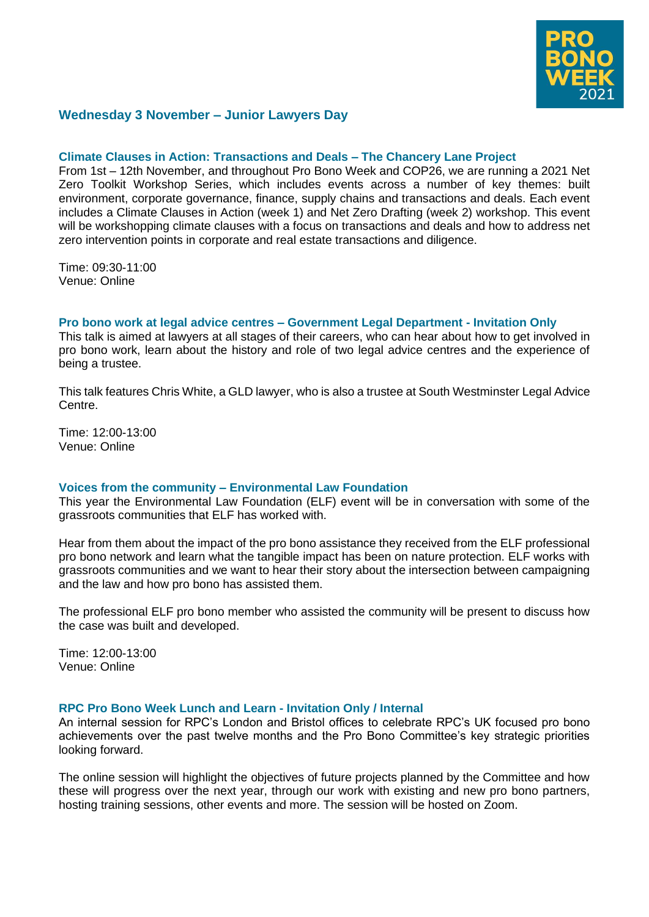## Wednesday 3 November – Junior Lawyers Day

### Climate Clauses in Action: Transactions and Deals – The Chancery Lane Project

From 1st – 12th November, and throughout Pro Bono Week and COP26, we are running a 2021 Net Zero Toolkit Workshop Series, which includes events across a number of key themes: built environment, corporate governance, finance, supply chains and transactions and deals. Each event includes a Climate Clauses in Action (week 1) and Net Zero Drafting (week 2) workshop. This event will be workshopping climate clauses with a focus on transactions and deals and how to address net zero intervention points in corporate and real estate transactions and diligence.

Time: 09:30-11:00
Venue: Online

### Pro bono work at legal advice centres – Government Legal Department - Invitation Only

This talk is aimed at lawyers at all stages of their careers, who can hear about how to get involved in pro bono work, learn about the history and role of two legal advice centres and the experience of being a trustee.

This talk features Chris White, a GLD lawyer, who is also a trustee at South Westminster Legal Advice Centre.

Time: 12:00-13:00
Venue: Online

### Voices from the community – Environmental Law Foundation

This year the Environmental Law Foundation (ELF) event will be in conversation with some of the grassroots communities that ELF has worked with.

Hear from them about the impact of the pro bono assistance they received from the ELF professional pro bono network and learn what the tangible impact has been on nature protection. ELF works with grassroots communities and we want to hear their story about the intersection between campaigning and the law and how pro bono has assisted them.

The professional ELF pro bono member who assisted the community will be present to discuss how the case was built and developed.

Time: 12:00-13:00
Venue: Online

### RPC Pro Bono Week Lunch and Learn - Invitation Only / Internal

An internal session for RPC's London and Bristol offices to celebrate RPC's UK focused pro bono achievements over the past twelve months and the Pro Bono Committee's key strategic priorities looking forward.

The online session will highlight the objectives of future projects planned by the Committee and how these will progress over the next year, through our work with existing and new pro bono partners, hosting training sessions, other events and more. The session will be hosted on Zoom.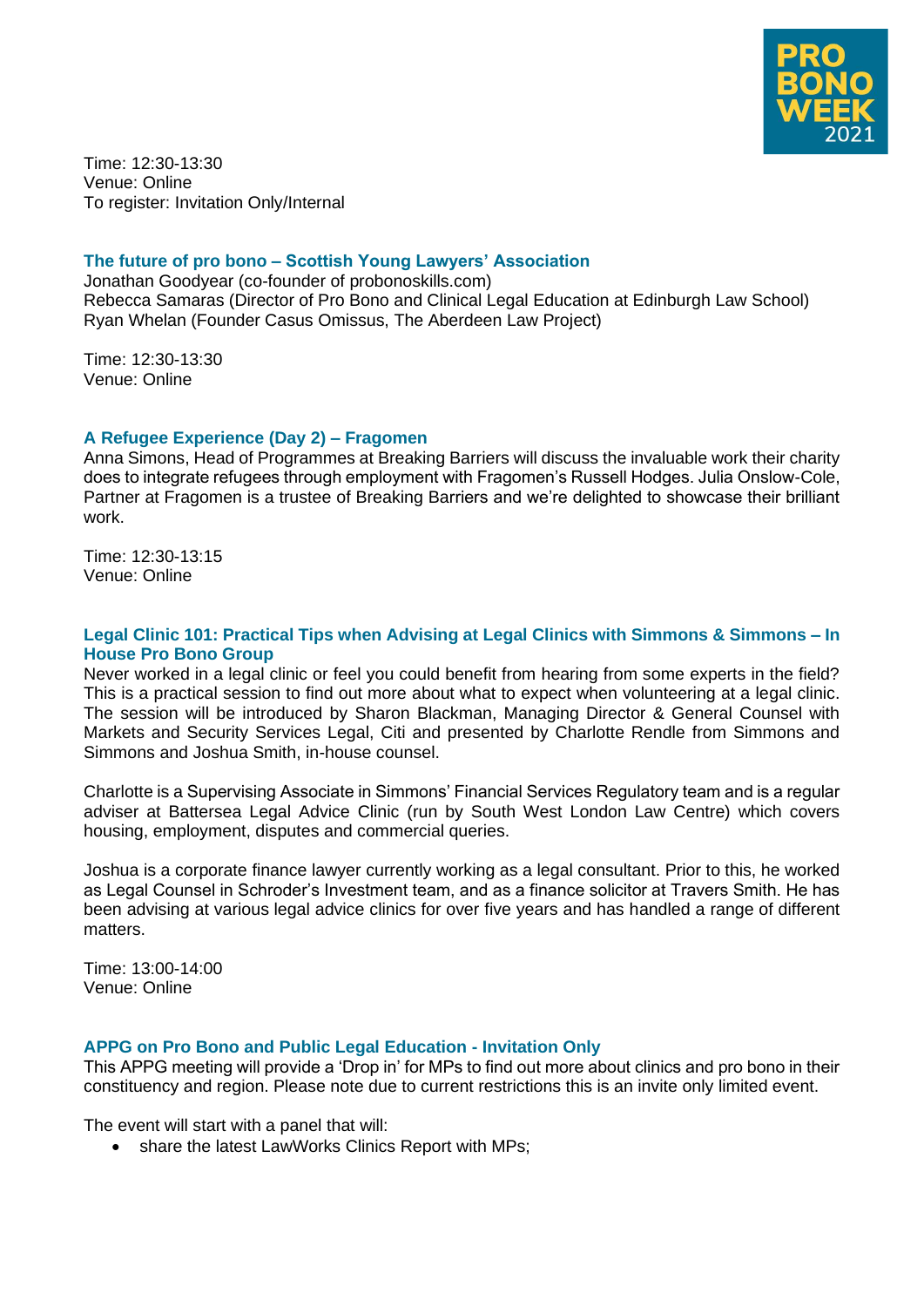Time: 12:30-13:30
Venue: Online
To register: Invitation Only/Internal

### The future of pro bono – Scottish Young Lawyers' Association

Jonathan Goodyear (co-founder of probonoskills.com)
Rebecca Samaras (Director of Pro Bono and Clinical Legal Education at Edinburgh Law School)
Ryan Whelan (Founder Casus Omissus, The Aberdeen Law Project)

Time: 12:30-13:30
Venue: Online

### A Refugee Experience (Day 2) – Fragomen

Anna Simons, Head of Programmes at Breaking Barriers will discuss the invaluable work their charity does to integrate refugees through employment with Fragomen's Russell Hodges. Julia Onslow-Cole, Partner at Fragomen is a trustee of Breaking Barriers and we're delighted to showcase their brilliant work.

Time: 12:30-13:15
Venue: Online

### Legal Clinic 101: Practical Tips when Advising at Legal Clinics with Simmons & Simmons – In House Pro Bono Group

Never worked in a legal clinic or feel you could benefit from hearing from some experts in the field? This is a practical session to find out more about what to expect when volunteering at a legal clinic. The session will be introduced by Sharon Blackman, Managing Director & General Counsel with Markets and Security Services Legal, Citi and presented by Charlotte Rendle from Simmons and Simmons and Joshua Smith, in-house counsel.

Charlotte is a Supervising Associate in Simmons' Financial Services Regulatory team and is a regular adviser at Battersea Legal Advice Clinic (run by South West London Law Centre) which covers housing, employment, disputes and commercial queries.

Joshua is a corporate finance lawyer currently working as a legal consultant. Prior to this, he worked as Legal Counsel in Schroder's Investment team, and as a finance solicitor at Travers Smith. He has been advising at various legal advice clinics for over five years and has handled a range of different matters.

Time: 13:00-14:00
Venue: Online

### APPG on Pro Bono and Public Legal Education - Invitation Only

This APPG meeting will provide a 'Drop in' for MPs to find out more about clinics and pro bono in their constituency and region. Please note due to current restrictions this is an invite only limited event.

The event will start with a panel that will:

- share the latest LawWorks Clinics Report with MPs;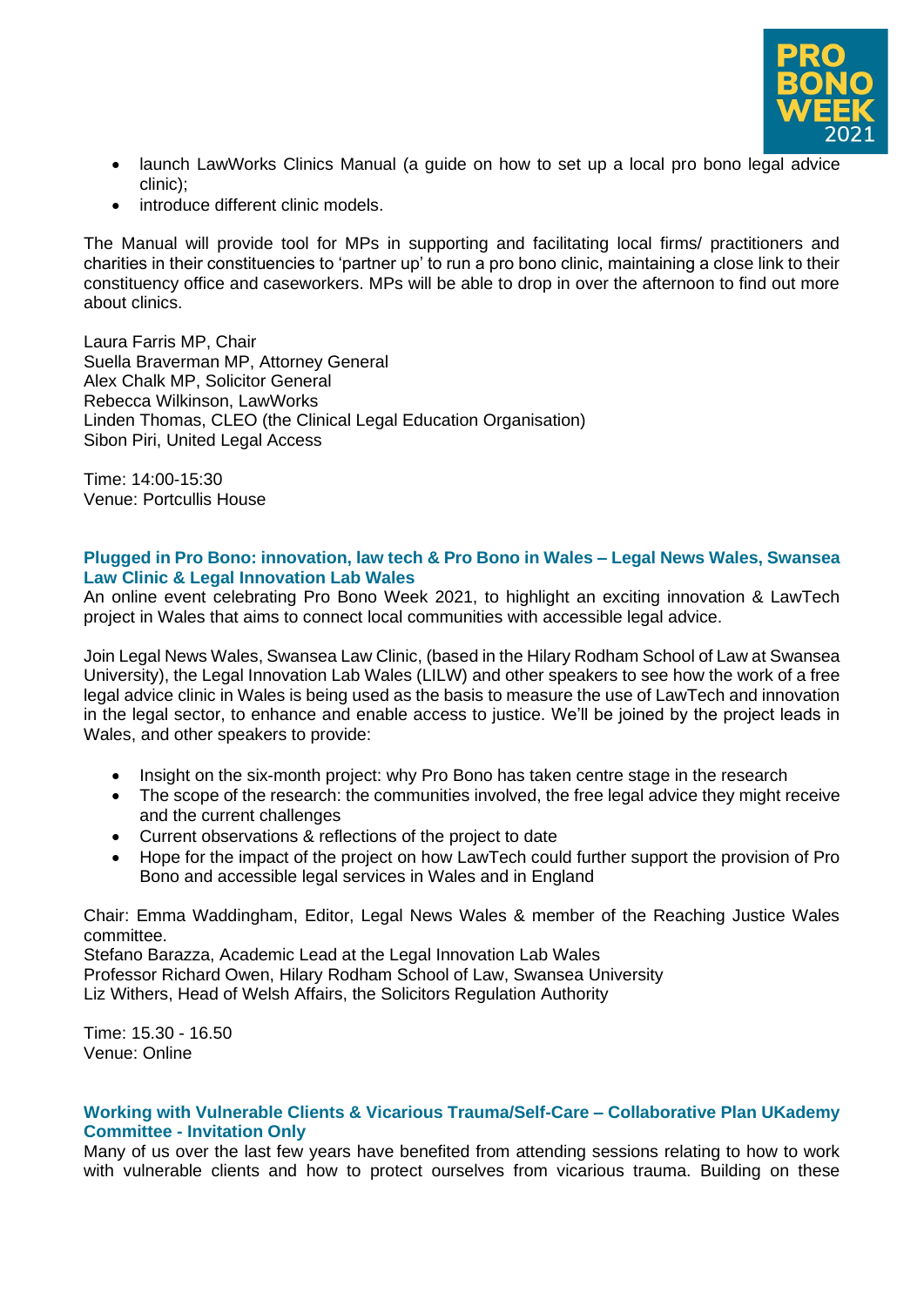- launch LawWorks Clinics Manual (a guide on how to set up a local pro bono legal advice clinic);
- introduce different clinic models.

The Manual will provide tool for MPs in supporting and facilitating local firms/ practitioners and charities in their constituencies to 'partner up' to run a pro bono clinic, maintaining a close link to their constituency office and caseworkers. MPs will be able to drop in over the afternoon to find out more about clinics.

Laura Farris MP, Chair
Suella Braverman MP, Attorney General
Alex Chalk MP, Solicitor General
Rebecca Wilkinson, LawWorks
Linden Thomas, CLEO (the Clinical Legal Education Organisation)
Sibon Piri, United Legal Access

Time: 14:00-15:30
Venue: Portcullis House

### Plugged in Pro Bono: innovation, law tech & Pro Bono in Wales – Legal News Wales, Swansea Law Clinic & Legal Innovation Lab Wales

An online event celebrating Pro Bono Week 2021, to highlight an exciting innovation & LawTech project in Wales that aims to connect local communities with accessible legal advice.

Join Legal News Wales, Swansea Law Clinic, (based in the Hilary Rodham School of Law at Swansea University), the Legal Innovation Lab Wales (LILW) and other speakers to see how the work of a free legal advice clinic in Wales is being used as the basis to measure the use of LawTech and innovation in the legal sector, to enhance and enable access to justice. We'll be joined by the project leads in Wales, and other speakers to provide:

- Insight on the six-month project: why Pro Bono has taken centre stage in the research
- The scope of the research: the communities involved, the free legal advice they might receive and the current challenges
- Current observations & reflections of the project to date
- Hope for the impact of the project on how LawTech could further support the provision of Pro Bono and accessible legal services in Wales and in England

Chair: Emma Waddingham, Editor, Legal News Wales & member of the Reaching Justice Wales committee.
Stefano Barazza, Academic Lead at the Legal Innovation Lab Wales
Professor Richard Owen, Hilary Rodham School of Law, Swansea University
Liz Withers, Head of Welsh Affairs, the Solicitors Regulation Authority

Time: 15.30 - 16.50
Venue: Online

### Working with Vulnerable Clients & Vicarious Trauma/Self-Care – Collaborative Plan UKademy Committee - Invitation Only

Many of us over the last few years have benefited from attending sessions relating to how to work with vulnerable clients and how to protect ourselves from vicarious trauma. Building on these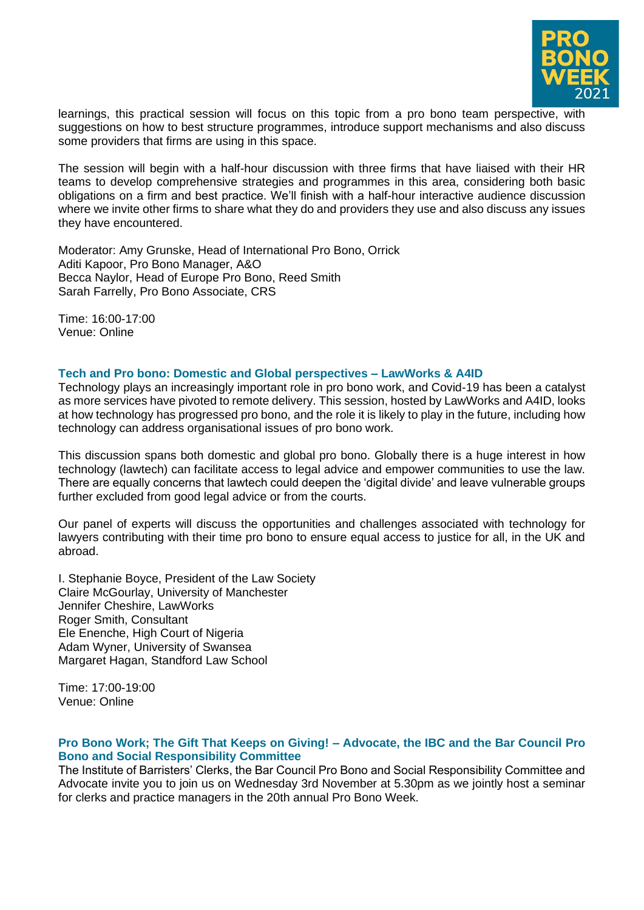learnings, this practical session will focus on this topic from a pro bono team perspective, with suggestions on how to best structure programmes, introduce support mechanisms and also discuss some providers that firms are using in this space.

The session will begin with a half-hour discussion with three firms that have liaised with their HR teams to develop comprehensive strategies and programmes in this area, considering both basic obligations on a firm and best practice. We'll finish with a half-hour interactive audience discussion where we invite other firms to share what they do and providers they use and also discuss any issues they have encountered.

Moderator: Amy Grunske, Head of International Pro Bono, Orrick
Aditi Kapoor, Pro Bono Manager, A&O
Becca Naylor, Head of Europe Pro Bono, Reed Smith
Sarah Farrelly, Pro Bono Associate, CRS

Time: 16:00-17:00
Venue: Online

### Tech and Pro bono: Domestic and Global perspectives – LawWorks & A4ID

Technology plays an increasingly important role in pro bono work, and Covid-19 has been a catalyst as more services have pivoted to remote delivery. This session, hosted by LawWorks and A4ID, looks at how technology has progressed pro bono, and the role it is likely to play in the future, including how technology can address organisational issues of pro bono work.

This discussion spans both domestic and global pro bono. Globally there is a huge interest in how technology (lawtech) can facilitate access to legal advice and empower communities to use the law. There are equally concerns that lawtech could deepen the 'digital divide' and leave vulnerable groups further excluded from good legal advice or from the courts.

Our panel of experts will discuss the opportunities and challenges associated with technology for lawyers contributing with their time pro bono to ensure equal access to justice for all, in the UK and abroad.

I. Stephanie Boyce, President of the Law Society
Claire McGourlay, University of Manchester
Jennifer Cheshire, LawWorks
Roger Smith, Consultant
Ele Enenche, High Court of Nigeria
Adam Wyner, University of Swansea
Margaret Hagan, Standford Law School

Time: 17:00-19:00
Venue: Online

### Pro Bono Work; The Gift That Keeps on Giving! – Advocate, the IBC and the Bar Council Pro Bono and Social Responsibility Committee

The Institute of Barristers' Clerks, the Bar Council Pro Bono and Social Responsibility Committee and Advocate invite you to join us on Wednesday 3rd November at 5.30pm as we jointly host a seminar for clerks and practice managers in the 20th annual Pro Bono Week.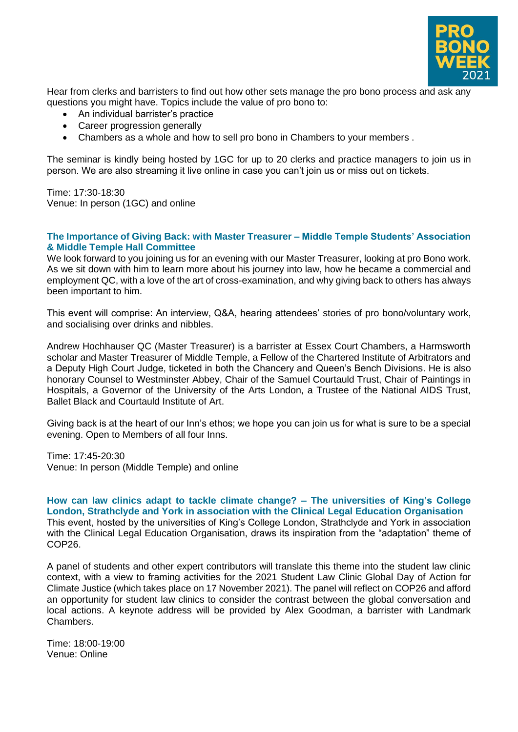Hear from clerks and barristers to find out how other sets manage the pro bono process and ask any questions you might have. Topics include the value of pro bono to:

- An individual barrister's practice
- Career progression generally
- Chambers as a whole and how to sell pro bono in Chambers to your members .

The seminar is kindly being hosted by 1GC for up to 20 clerks and practice managers to join us in person. We are also streaming it live online in case you can't join us or miss out on tickets.

Time: 17:30-18:30
Venue: In person (1GC) and online

### The Importance of Giving Back: with Master Treasurer – Middle Temple Students' Association & Middle Temple Hall Committee

We look forward to you joining us for an evening with our Master Treasurer, looking at pro Bono work. As we sit down with him to learn more about his journey into law, how he became a commercial and employment QC, with a love of the art of cross-examination, and why giving back to others has always been important to him.

This event will comprise: An interview, Q&A, hearing attendees' stories of pro bono/voluntary work, and socialising over drinks and nibbles.

Andrew Hochhauser QC (Master Treasurer) is a barrister at Essex Court Chambers, a Harmsworth scholar and Master Treasurer of Middle Temple, a Fellow of the Chartered Institute of Arbitrators and a Deputy High Court Judge, ticketed in both the Chancery and Queen's Bench Divisions. He is also honorary Counsel to Westminster Abbey, Chair of the Samuel Courtauld Trust, Chair of Paintings in Hospitals, a Governor of the University of the Arts London, a Trustee of the National AIDS Trust, Ballet Black and Courtauld Institute of Art.

Giving back is at the heart of our Inn's ethos; we hope you can join us for what is sure to be a special evening. Open to Members of all four Inns.

Time: 17:45-20:30
Venue: In person (Middle Temple) and online

### How can law clinics adapt to tackle climate change? – The universities of King's College London, Strathclyde and York in association with the Clinical Legal Education Organisation

This event, hosted by the universities of King's College London, Strathclyde and York in association with the Clinical Legal Education Organisation, draws its inspiration from the "adaptation" theme of COP26.

A panel of students and other expert contributors will translate this theme into the student law clinic context, with a view to framing activities for the 2021 Student Law Clinic Global Day of Action for Climate Justice (which takes place on 17 November 2021). The panel will reflect on COP26 and afford an opportunity for student law clinics to consider the contrast between the global conversation and local actions. A keynote address will be provided by Alex Goodman, a barrister with Landmark Chambers.

Time: 18:00-19:00
Venue: Online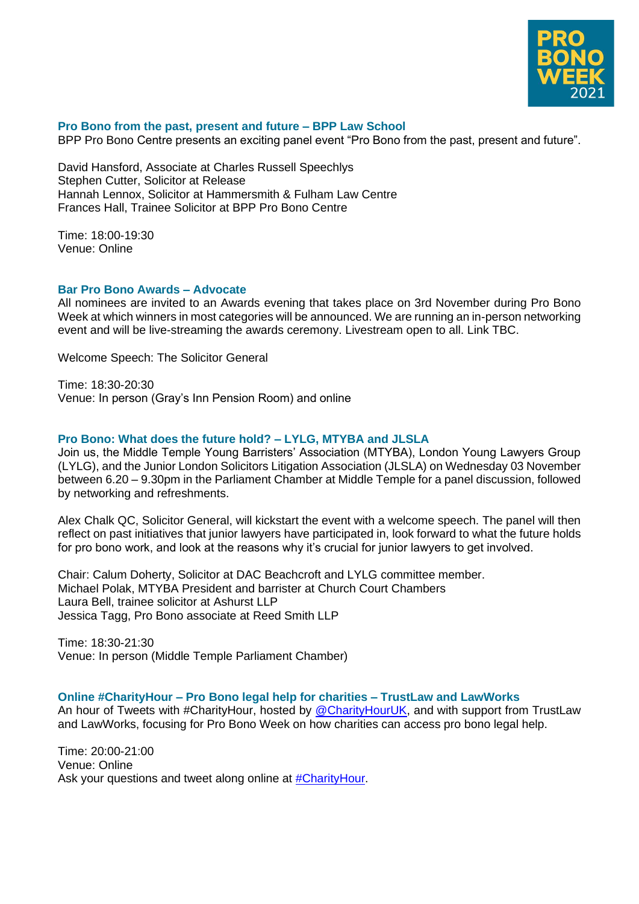### Pro Bono from the past, present and future – BPP Law School

BPP Pro Bono Centre presents an exciting panel event "Pro Bono from the past, present and future".

David Hansford, Associate at Charles Russell Speechlys
Stephen Cutter, Solicitor at Release
Hannah Lennox, Solicitor at Hammersmith & Fulham Law Centre
Frances Hall, Trainee Solicitor at BPP Pro Bono Centre

Time: 18:00-19:30
Venue: Online

### Bar Pro Bono Awards – Advocate

All nominees are invited to an Awards evening that takes place on 3rd November during Pro Bono Week at which winners in most categories will be announced. We are running an in-person networking event and will be live-streaming the awards ceremony. Livestream open to all. Link TBC.

Welcome Speech: The Solicitor General

Time: 18:30-20:30
Venue: In person (Gray's Inn Pension Room) and online

### Pro Bono: What does the future hold? – LYLG, MTYBA and JLSLA

Join us, the Middle Temple Young Barristers' Association (MTYBA), London Young Lawyers Group (LYLG), and the Junior London Solicitors Litigation Association (JLSLA) on Wednesday 03 November between 6.20 – 9.30pm in the Parliament Chamber at Middle Temple for a panel discussion, followed by networking and refreshments.

Alex Chalk QC, Solicitor General, will kickstart the event with a welcome speech. The panel will then reflect on past initiatives that junior lawyers have participated in, look forward to what the future holds for pro bono work, and look at the reasons why it's crucial for junior lawyers to get involved.

Chair: Calum Doherty, Solicitor at DAC Beachcroft and LYLG committee member.
Michael Polak, MTYBA President and barrister at Church Court Chambers
Laura Bell, trainee solicitor at Ashurst LLP
Jessica Tagg, Pro Bono associate at Reed Smith LLP

Time: 18:30-21:30
Venue: In person (Middle Temple Parliament Chamber)

### Online #CharityHour – Pro Bono legal help for charities – TrustLaw and LawWorks

An hour of Tweets with #CharityHour, hosted by @CharityHourUK, and with support from TrustLaw and LawWorks, focusing for Pro Bono Week on how charities can access pro bono legal help.

Time: 20:00-21:00
Venue: Online
Ask your questions and tweet along online at #CharityHour.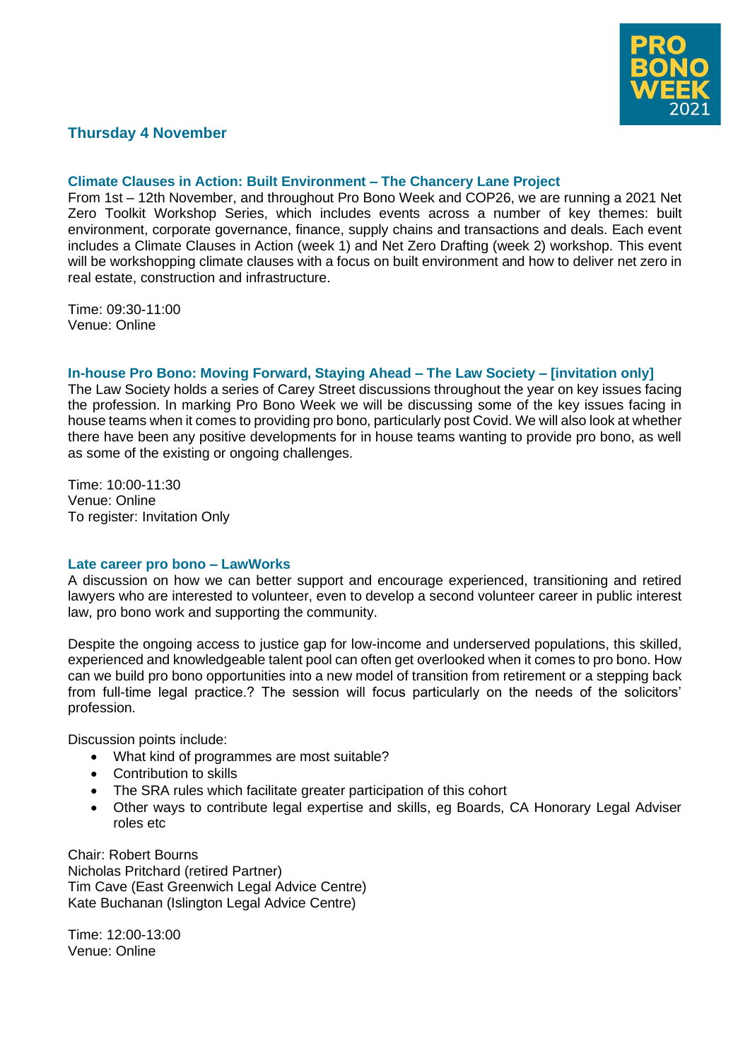## Thursday 4 November

### Climate Clauses in Action: Built Environment – The Chancery Lane Project

From 1st – 12th November, and throughout Pro Bono Week and COP26, we are running a 2021 Net Zero Toolkit Workshop Series, which includes events across a number of key themes: built environment, corporate governance, finance, supply chains and transactions and deals. Each event includes a Climate Clauses in Action (week 1) and Net Zero Drafting (week 2) workshop. This event will be workshopping climate clauses with a focus on built environment and how to deliver net zero in real estate, construction and infrastructure.

Time: 09:30-11:00
Venue: Online

### In-house Pro Bono: Moving Forward, Staying Ahead – The Law Society – [invitation only]

The Law Society holds a series of Carey Street discussions throughout the year on key issues facing the profession. In marking Pro Bono Week we will be discussing some of the key issues facing in house teams when it comes to providing pro bono, particularly post Covid. We will also look at whether there have been any positive developments for in house teams wanting to provide pro bono, as well as some of the existing or ongoing challenges.

Time: 10:00-11:30
Venue: Online
To register: Invitation Only

### Late career pro bono – LawWorks

A discussion on how we can better support and encourage experienced, transitioning and retired lawyers who are interested to volunteer, even to develop a second volunteer career in public interest law, pro bono work and supporting the community.

Despite the ongoing access to justice gap for low-income and underserved populations, this skilled, experienced and knowledgeable talent pool can often get overlooked when it comes to pro bono. How can we build pro bono opportunities into a new model of transition from retirement or a stepping back from full-time legal practice.? The session will focus particularly on the needs of the solicitors' profession.

Discussion points include:

- What kind of programmes are most suitable?
- Contribution to skills
- The SRA rules which facilitate greater participation of this cohort
- Other ways to contribute legal expertise and skills, eg Boards, CA Honorary Legal Adviser roles etc

Chair: Robert Bourns
Nicholas Pritchard (retired Partner)
Tim Cave (East Greenwich Legal Advice Centre)
Kate Buchanan (Islington Legal Advice Centre)

Time: 12:00-13:00
Venue: Online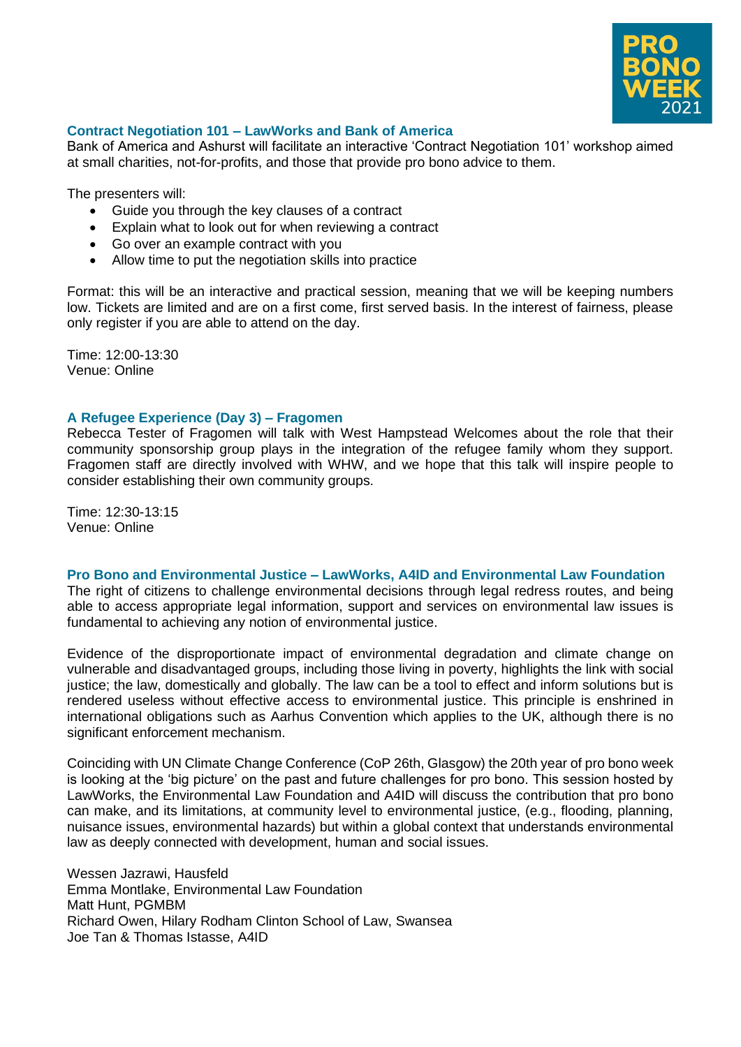### Contract Negotiation 101 – LawWorks and Bank of America

Bank of America and Ashurst will facilitate an interactive 'Contract Negotiation 101' workshop aimed at small charities, not-for-profits, and those that provide pro bono advice to them.

The presenters will:

- Guide you through the key clauses of a contract
- Explain what to look out for when reviewing a contract
- Go over an example contract with you
- Allow time to put the negotiation skills into practice

Format: this will be an interactive and practical session, meaning that we will be keeping numbers low. Tickets are limited and are on a first come, first served basis. In the interest of fairness, please only register if you are able to attend on the day.

Time: 12:00-13:30
Venue: Online

### A Refugee Experience (Day 3) – Fragomen

Rebecca Tester of Fragomen will talk with West Hampstead Welcomes about the role that their community sponsorship group plays in the integration of the refugee family whom they support. Fragomen staff are directly involved with WHW, and we hope that this talk will inspire people to consider establishing their own community groups.

Time: 12:30-13:15
Venue: Online

### Pro Bono and Environmental Justice – LawWorks, A4ID and Environmental Law Foundation

The right of citizens to challenge environmental decisions through legal redress routes, and being able to access appropriate legal information, support and services on environmental law issues is fundamental to achieving any notion of environmental justice.

Evidence of the disproportionate impact of environmental degradation and climate change on vulnerable and disadvantaged groups, including those living in poverty, highlights the link with social justice; the law, domestically and globally. The law can be a tool to effect and inform solutions but is rendered useless without effective access to environmental justice. This principle is enshrined in international obligations such as Aarhus Convention which applies to the UK, although there is no significant enforcement mechanism.

Coinciding with UN Climate Change Conference (CoP 26th, Glasgow) the 20th year of pro bono week is looking at the 'big picture' on the past and future challenges for pro bono. This session hosted by LawWorks, the Environmental Law Foundation and A4ID will discuss the contribution that pro bono can make, and its limitations, at community level to environmental justice, (e.g., flooding, planning, nuisance issues, environmental hazards) but within a global context that understands environmental law as deeply connected with development, human and social issues.

Wessen Jazrawi, Hausfeld
Emma Montlake, Environmental Law Foundation
Matt Hunt, PGMBM
Richard Owen, Hilary Rodham Clinton School of Law, Swansea
Joe Tan & Thomas Istasse, A4ID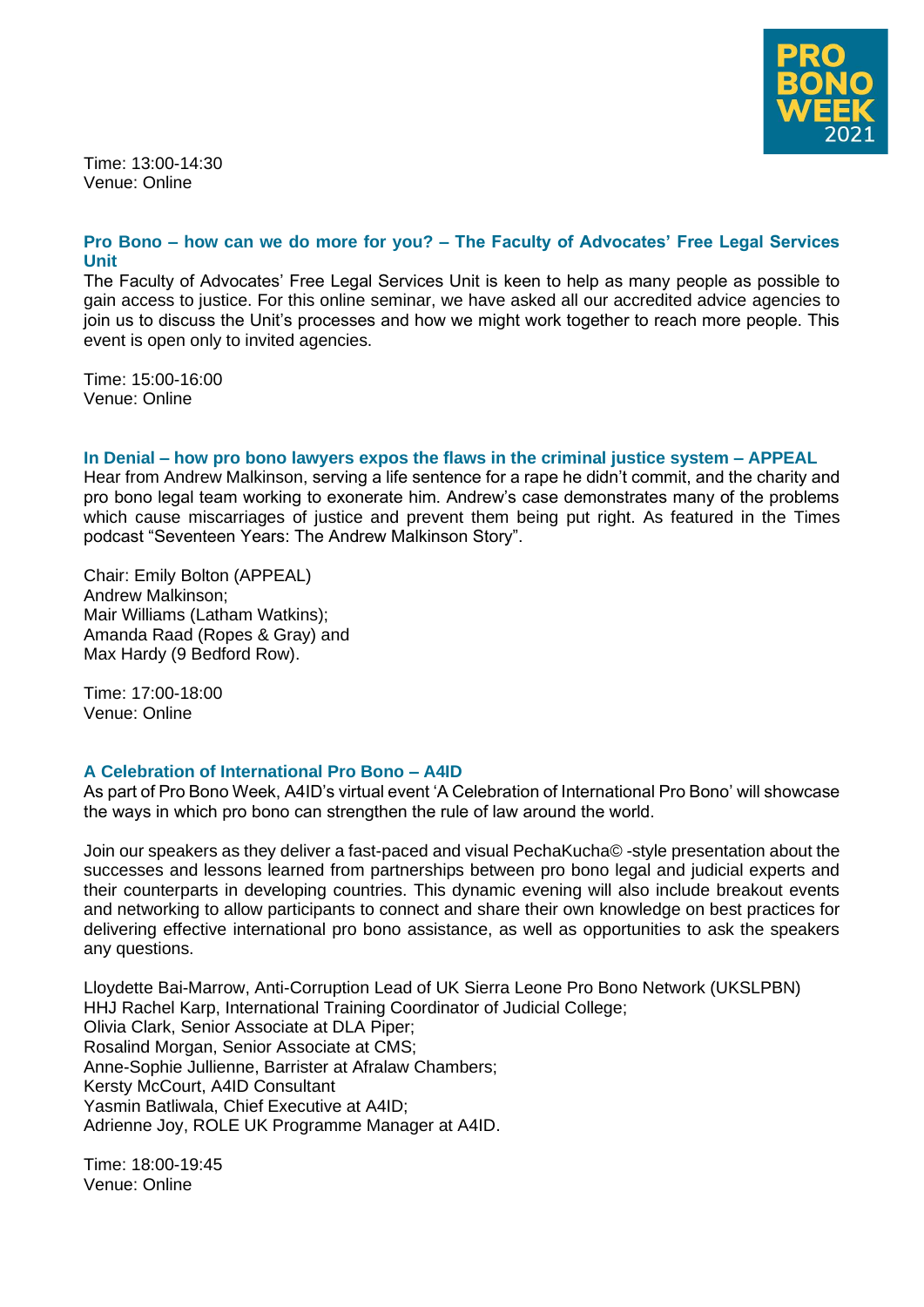Time: 13:00-14:30
Venue: Online

### Pro Bono – how can we do more for you? – The Faculty of Advocates' Free Legal Services Unit

The Faculty of Advocates' Free Legal Services Unit is keen to help as many people as possible to gain access to justice. For this online seminar, we have asked all our accredited advice agencies to join us to discuss the Unit's processes and how we might work together to reach more people. This event is open only to invited agencies.

Time: 15:00-16:00
Venue: Online

### In Denial – how pro bono lawyers expos the flaws in the criminal justice system – APPEAL

Hear from Andrew Malkinson, serving a life sentence for a rape he didn't commit, and the charity and pro bono legal team working to exonerate him. Andrew's case demonstrates many of the problems which cause miscarriages of justice and prevent them being put right. As featured in the Times podcast "Seventeen Years: The Andrew Malkinson Story".

Chair: Emily Bolton (APPEAL)
Andrew Malkinson;
Mair Williams (Latham Watkins);
Amanda Raad (Ropes & Gray) and
Max Hardy (9 Bedford Row).

Time: 17:00-18:00
Venue: Online

### A Celebration of International Pro Bono – A4ID

As part of Pro Bono Week, A4ID's virtual event 'A Celebration of International Pro Bono' will showcase the ways in which pro bono can strengthen the rule of law around the world.

Join our speakers as they deliver a fast-paced and visual PechaKucha© -style presentation about the successes and lessons learned from partnerships between pro bono legal and judicial experts and their counterparts in developing countries. This dynamic evening will also include breakout events and networking to allow participants to connect and share their own knowledge on best practices for delivering effective international pro bono assistance, as well as opportunities to ask the speakers any questions.

Lloydette Bai-Marrow, Anti-Corruption Lead of UK Sierra Leone Pro Bono Network (UKSLPBN)
HHJ Rachel Karp, International Training Coordinator of Judicial College;
Olivia Clark, Senior Associate at DLA Piper;
Rosalind Morgan, Senior Associate at CMS;
Anne-Sophie Jullienne, Barrister at Afralaw Chambers;
Kersty McCourt, A4ID Consultant
Yasmin Batliwala, Chief Executive at A4ID;
Adrienne Joy, ROLE UK Programme Manager at A4ID.

Time: 18:00-19:45
Venue: Online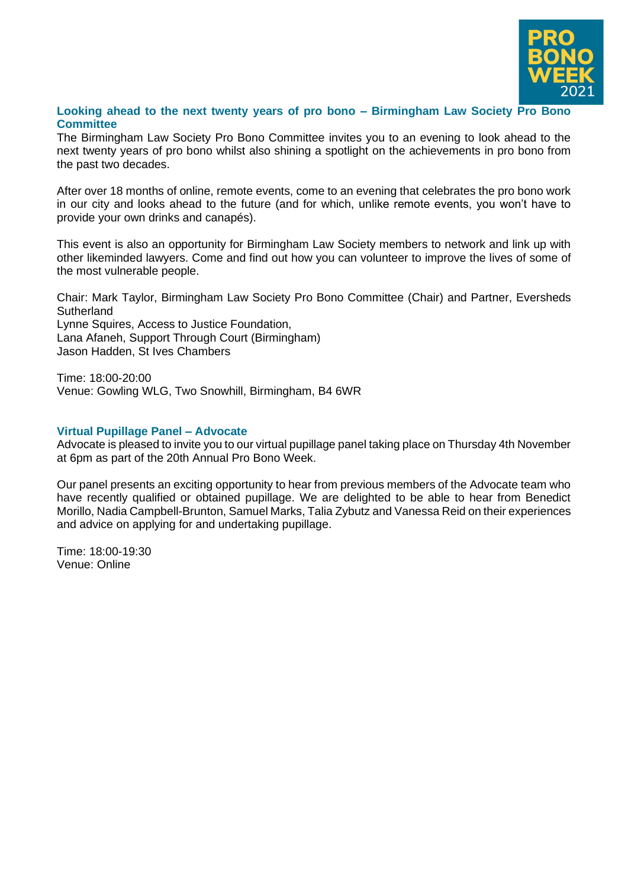### Looking ahead to the next twenty years of pro bono – Birmingham Law Society Pro Bono Committee

The Birmingham Law Society Pro Bono Committee invites you to an evening to look ahead to the next twenty years of pro bono whilst also shining a spotlight on the achievements in pro bono from the past two decades.

After over 18 months of online, remote events, come to an evening that celebrates the pro bono work in our city and looks ahead to the future (and for which, unlike remote events, you won't have to provide your own drinks and canapés).

This event is also an opportunity for Birmingham Law Society members to network and link up with other likeminded lawyers. Come and find out how you can volunteer to improve the lives of some of the most vulnerable people.

Chair: Mark Taylor, Birmingham Law Society Pro Bono Committee (Chair) and Partner, Eversheds Sutherland
Lynne Squires, Access to Justice Foundation,
Lana Afaneh, Support Through Court (Birmingham)
Jason Hadden, St Ives Chambers

Time: 18:00-20:00
Venue: Gowling WLG, Two Snowhill, Birmingham, B4 6WR

### Virtual Pupillage Panel – Advocate

Advocate is pleased to invite you to our virtual pupillage panel taking place on Thursday 4th November at 6pm as part of the 20th Annual Pro Bono Week.

Our panel presents an exciting opportunity to hear from previous members of the Advocate team who have recently qualified or obtained pupillage. We are delighted to be able to hear from Benedict Morillo, Nadia Campbell-Brunton, Samuel Marks, Talia Zybutz and Vanessa Reid on their experiences and advice on applying for and undertaking pupillage.

Time: 18:00-19:30
Venue: Online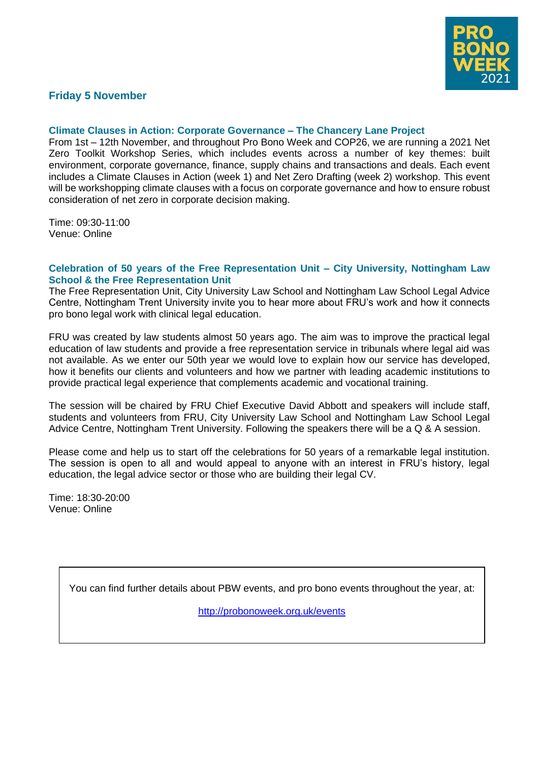## Friday 5 November

### Climate Clauses in Action: Corporate Governance – The Chancery Lane Project

From 1st – 12th November, and throughout Pro Bono Week and COP26, we are running a 2021 Net Zero Toolkit Workshop Series, which includes events across a number of key themes: built environment, corporate governance, finance, supply chains and transactions and deals. Each event includes a Climate Clauses in Action (week 1) and Net Zero Drafting (week 2) workshop. This event will be workshopping climate clauses with a focus on corporate governance and how to ensure robust consideration of net zero in corporate decision making.

Time: 09:30-11:00
Venue: Online

### Celebration of 50 years of the Free Representation Unit – City University, Nottingham Law School & the Free Representation Unit

The Free Representation Unit, City University Law School and Nottingham Law School Legal Advice Centre, Nottingham Trent University invite you to hear more about FRU's work and how it connects pro bono legal work with clinical legal education.

FRU was created by law students almost 50 years ago. The aim was to improve the practical legal education of law students and provide a free representation service in tribunals where legal aid was not available. As we enter our 50th year we would love to explain how our service has developed, how it benefits our clients and volunteers and how we partner with leading academic institutions to provide practical legal experience that complements academic and vocational training.

The session will be chaired by FRU Chief Executive David Abbott and speakers will include staff, students and volunteers from FRU, City University Law School and Nottingham Law School Legal Advice Centre, Nottingham Trent University. Following the speakers there will be a Q & A session.

Please come and help us to start off the celebrations for 50 years of a remarkable legal institution. The session is open to all and would appeal to anyone with an interest in FRU's history, legal education, the legal advice sector or those who are building their legal CV.

Time: 18:30-20:00
Venue: Online

You can find further details about PBW events, and pro bono events throughout the year, at:

http://probonoweek.org.uk/events